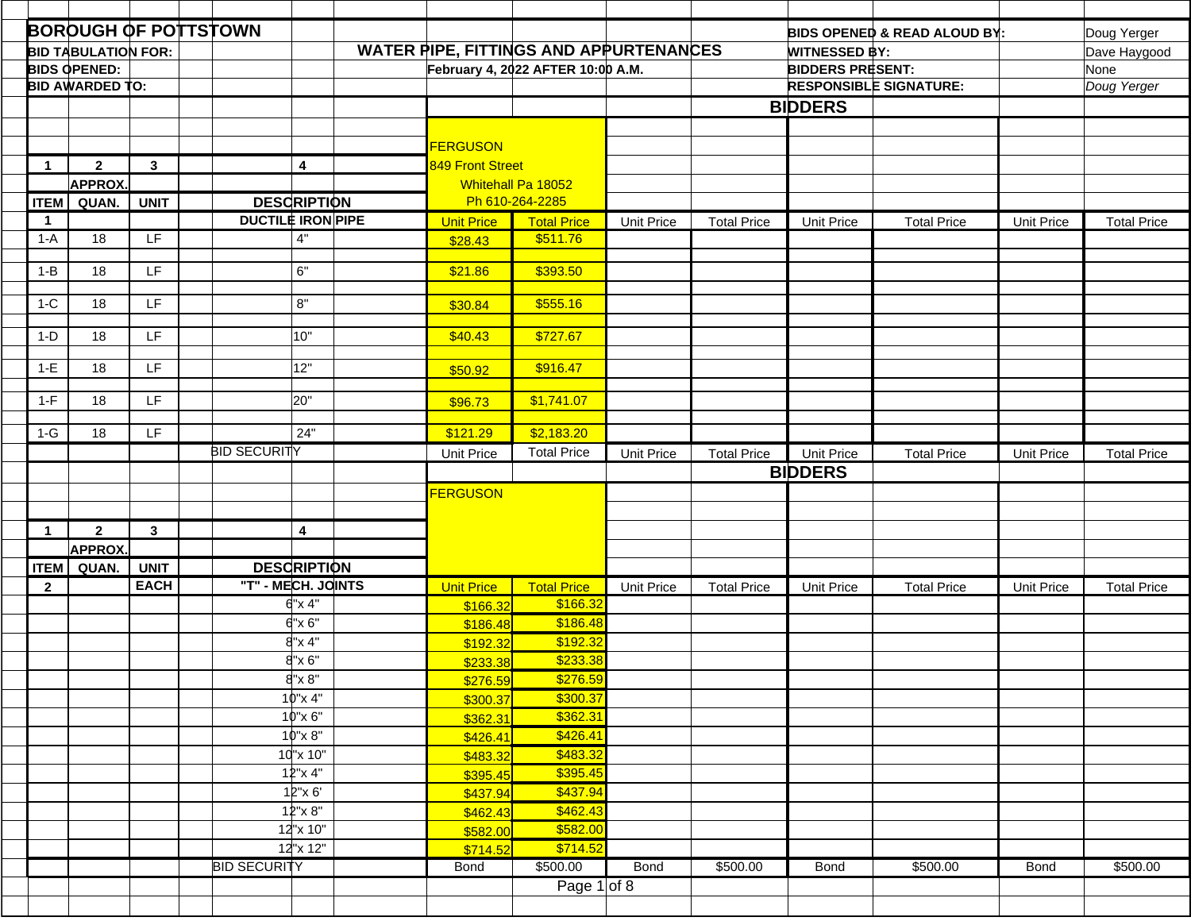**BOROUGH OF POTTSTOWN**

**BID TABULATION FOR:** **WATER PIPE, FITTINGS AND APPURTENANCES**

**BIDS OPENED:** February 4, 2022 AFTER 10:00 A.M.

**BID AWARDED TO:**

**BIDS OPENED & READ ALOUD BY:** Doug Yerger

**WITNESSED BY:** Dave Haygood

**BIDDERS PRESENT:** None

**RESPONSIBLE SIGNATURE:** *Doug Yerger*

## BIDDERS

| 1 | 2 | 3 | 4 | FERGUSON, 849 Front Street, Whitehall Pa 18052, Ph 610-264-2285 | | | | | | | |
|---|---|---|---|---|---|---|---|---|---|---|---|
| | APPROX. | | | | | | | | | | |
| ITEM | QUAN. | UNIT | DESCRIPTION | | | | | | | | |
| 1 | | | DUCTILE IRON PIPE | Unit Price | Total Price | Unit Price | Total Price | Unit Price | Total Price | Unit Price | Total Price |
| 1-A | 18 | LF | 4" | $28.43 | $511.76 | | | | | | |
| 1-B | 18 | LF | 6" | $21.86 | $393.50 | | | | | | |
| 1-C | 18 | LF | 8" | $30.84 | $555.16 | | | | | | |
| 1-D | 18 | LF | 10" | $40.43 | $727.67 | | | | | | |
| 1-E | 18 | LF | 12" | $50.92 | $916.47 | | | | | | |
| 1-F | 18 | LF | 20" | $96.73 | $1,741.07 | | | | | | |
| 1-G | 18 | LF | 24" | $121.29 | $2,183.20 | | | | | | |
| | | | BID SECURITY | Unit Price | Total Price | Unit Price | Total Price | Unit Price | Total Price | Unit Price | Total Price |

## BIDDERS

| 1 | 2 | 3 | 4 | FERGUSON | | | | | | | |
|---|---|---|---|---|---|---|---|---|---|---|---|
| | APPROX. | | | | | | | | | | |
| ITEM | QUAN. | UNIT | DESCRIPTION | | | | | | | | |
| 2 | | EACH | "T" - MECH. JOINTS | Unit Price | Total Price | Unit Price | Total Price | Unit Price | Total Price | Unit Price | Total Price |
| | | | 6"x 4" | $166.32 | $166.32 | | | | | | |
| | | | 6"x 6" | $186.48 | $186.48 | | | | | | |
| | | | 8"x 4" | $192.32 | $192.32 | | | | | | |
| | | | 8"x 6" | $233.38 | $233.38 | | | | | | |
| | | | 8"x 8" | $276.59 | $276.59 | | | | | | |
| | | | 10"x 4" | $300.37 | $300.37 | | | | | | |
| | | | 10"x 6" | $362.31 | $362.31 | | | | | | |
| | | | 10"x 8" | $426.41 | $426.41 | | | | | | |
| | | | 10"x 10" | $483.32 | $483.32 | | | | | | |
| | | | 12"x 4" | $395.45 | $395.45 | | | | | | |
| | | | 12"x 6' | $437.94 | $437.94 | | | | | | |
| | | | 12"x 8" | $462.43 | $462.43 | | | | | | |
| | | | 12"x 10" | $582.00 | $582.00 | | | | | | |
| | | | 12"x 12" | $714.52 | $714.52 | | | | | | |
| | | | BID SECURITY | Bond | $500.00 | Bond | $500.00 | Bond | $500.00 | Bond | $500.00 |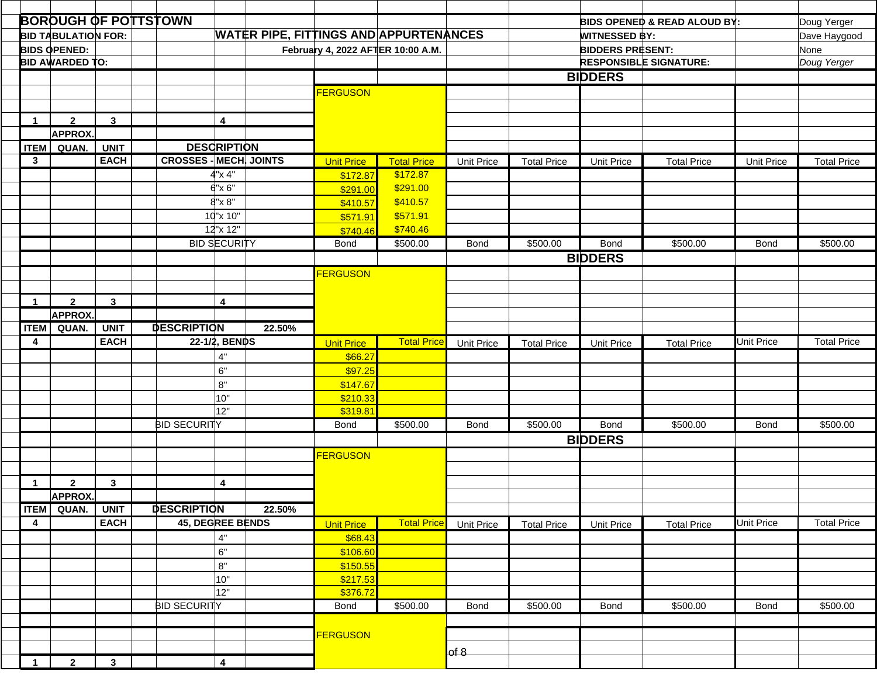**BOROUGH OF POTTSTOWN**

**BID TABULATION FOR:** **WATER PIPE, FITTINGS AND APPURTENANCES**

**BIDS OPENED:** **February 4, 2022 AFTER 10:00 A.M.**

**BID AWARDED TO:**

**BIDS OPENED & READ ALOUD BY:** Doug Yerger

**WITNESSED BY:** Dave Haygood

**BIDDERS PRESENT:** None

**RESPONSIBLE SIGNATURE:** *Doug Yerger*

| 1 | 2 | 3 | 4 | BIDDERS | | | | | | | |
|---|---|---|---|---|---|---|---|---|---|---|---|
| | APPROX. | | | FERGUSON | | | | | | | |
| ITEM | QUAN. | UNIT | DESCRIPTION | | | | | | | | |
| 3 | | EACH | CROSSES - MECH. JOINTS | Unit Price | Total Price | Unit Price | Total Price | Unit Price | Total Price | Unit Price | Total Price |
| | | | 4"x 4" | $172.87 | $172.87 | | | | | | |
| | | | 6"x 6" | $291.00 | $291.00 | | | | | | |
| | | | 8"x 8" | $410.57 | $410.57 | | | | | | |
| | | | 10"x 10" | $571.91 | $571.91 | | | | | | |
| | | | 12"x 12" | $740.46 | $740.46 | | | | | | |
| | | | BID SECURITY | Bond | $500.00 | Bond | $500.00 | Bond | $500.00 | Bond | $500.00 |

| 1 | 2 | 3 | 4 | BIDDERS | | | | | | | |
|---|---|---|---|---|---|---|---|---|---|---|---|
| | APPROX. | | | FERGUSON | | | | | | | |
| ITEM | QUAN. | UNIT | DESCRIPTION 22.50% | | | | | | | | |
| 4 | | EACH | 22-1/2, BENDS | Unit Price | Total Price | Unit Price | Total Price | Unit Price | Total Price | Unit Price | Total Price |
| | | | 4" | $66.27 | | | | | | | |
| | | | 6" | $97.25 | | | | | | | |
| | | | 8" | $147.67 | | | | | | | |
| | | | 10" | $210.33 | | | | | | | |
| | | | 12" | $319.81 | | | | | | | |
| | | | BID SECURITY | Bond | $500.00 | Bond | $500.00 | Bond | $500.00 | Bond | $500.00 |

| 1 | 2 | 3 | 4 | BIDDERS | | | | | | | |
|---|---|---|---|---|---|---|---|---|---|---|---|
| | APPROX. | | | FERGUSON | | | | | | | |
| ITEM | QUAN. | UNIT | DESCRIPTION 22.50% | | | | | | | | |
| 4 | | EACH | 45, DEGREE BENDS | Unit Price | Total Price | Unit Price | Total Price | Unit Price | Total Price | Unit Price | Total Price |
| | | | 4" | $68.43 | | | | | | | |
| | | | 6" | $106.60 | | | | | | | |
| | | | 8" | $150.55 | | | | | | | |
| | | | 10" | $217.53 | | | | | | | |
| | | | 12" | $376.72 | | | | | | | |
| | | | BID SECURITY | Bond | $500.00 | Bond | $500.00 | Bond | $500.00 | Bond | $500.00 |

| 1 | 2 | 3 | 4 | FERGUSON |
|---|---|---|---|---|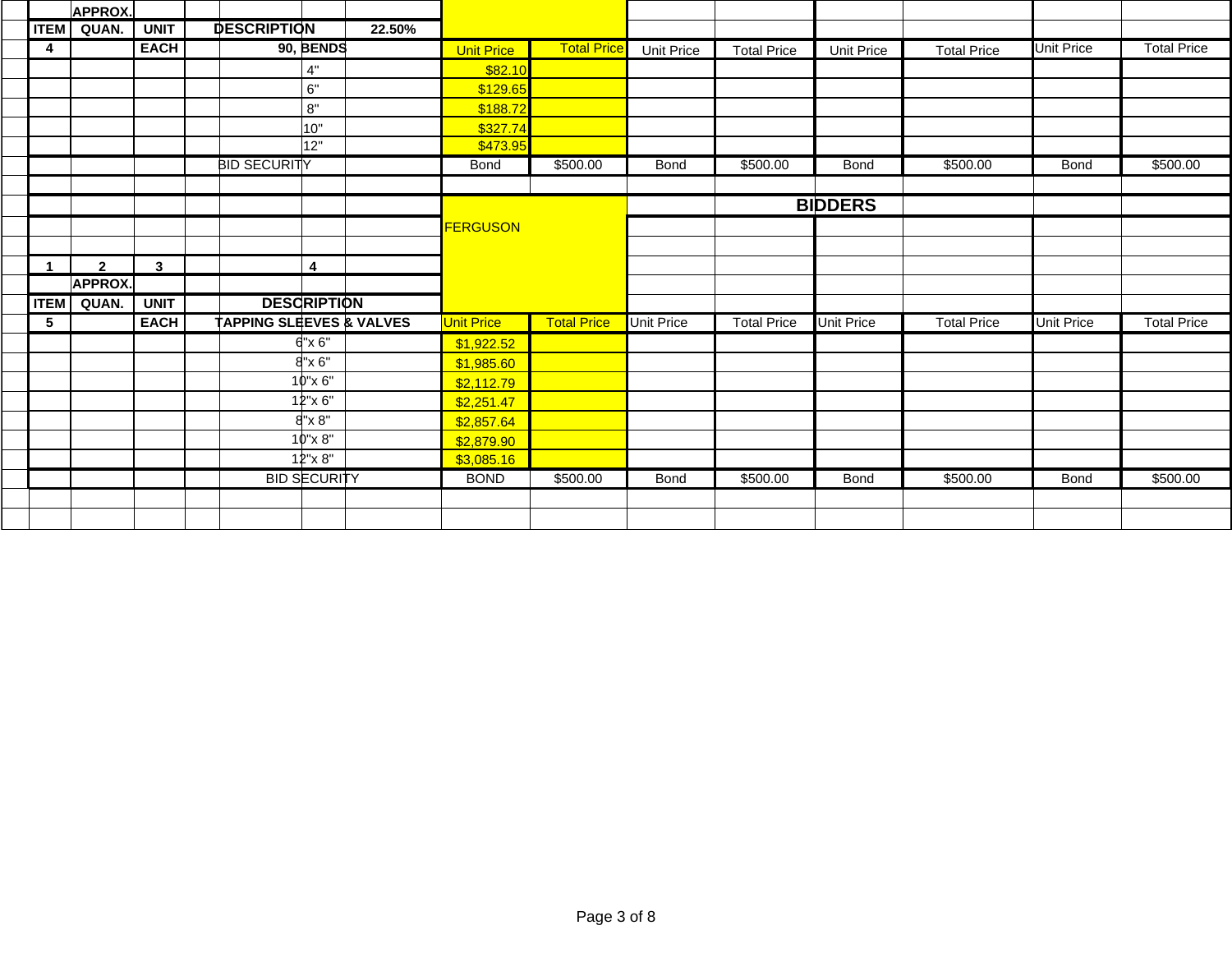| ITEM | APPROX. QUAN. | UNIT | DESCRIPTION | 22.50% | Unit Price | Total Price | Unit Price | Total Price | Unit Price | Total Price | Unit Price | Total Price |
|---|---|---|---|---|---|---|---|---|---|---|---|---|
| 4 | | EACH | 90, BENDS | | | | | | | | | |
| | | | 4" | | $82.10 | | | | | | | |
| | | | 6" | | $129.65 | | | | | | | |
| | | | 8" | | $188.72 | | | | | | | |
| | | | 10" | | $327.74 | | | | | | | |
| | | | 12" | | $473.95 | | | | | | | |
| | | | BID SECURITY | | Bond | $500.00 | Bond | $500.00 | Bond | $500.00 | Bond | $500.00 |

**BIDDERS**

| 1 ITEM | 2 APPROX. QUAN. | 3 UNIT | 4 DESCRIPTION | FERGUSON Unit Price | Total Price | Unit Price | Total Price | Unit Price | Total Price | Unit Price | Total Price |
|---|---|---|---|---|---|---|---|---|---|---|---|
| 5 | | EACH | TAPPING SLEEVES & VALVES | | | | | | | | |
| | | | 6"x 6" | $1,922.52 | | | | | | | |
| | | | 8"x 6" | $1,985.60 | | | | | | | |
| | | | 10"x 6" | $2,112.79 | | | | | | | |
| | | | 12"x 6" | $2,251.47 | | | | | | | |
| | | | 8"x 8" | $2,857.64 | | | | | | | |
| | | | 10"x 8" | $2,879.90 | | | | | | | |
| | | | 12"x 8" | $3,085.16 | | | | | | | |
| | | | BID SECURITY | BOND | $500.00 | Bond | $500.00 | Bond | $500.00 | Bond | $500.00 |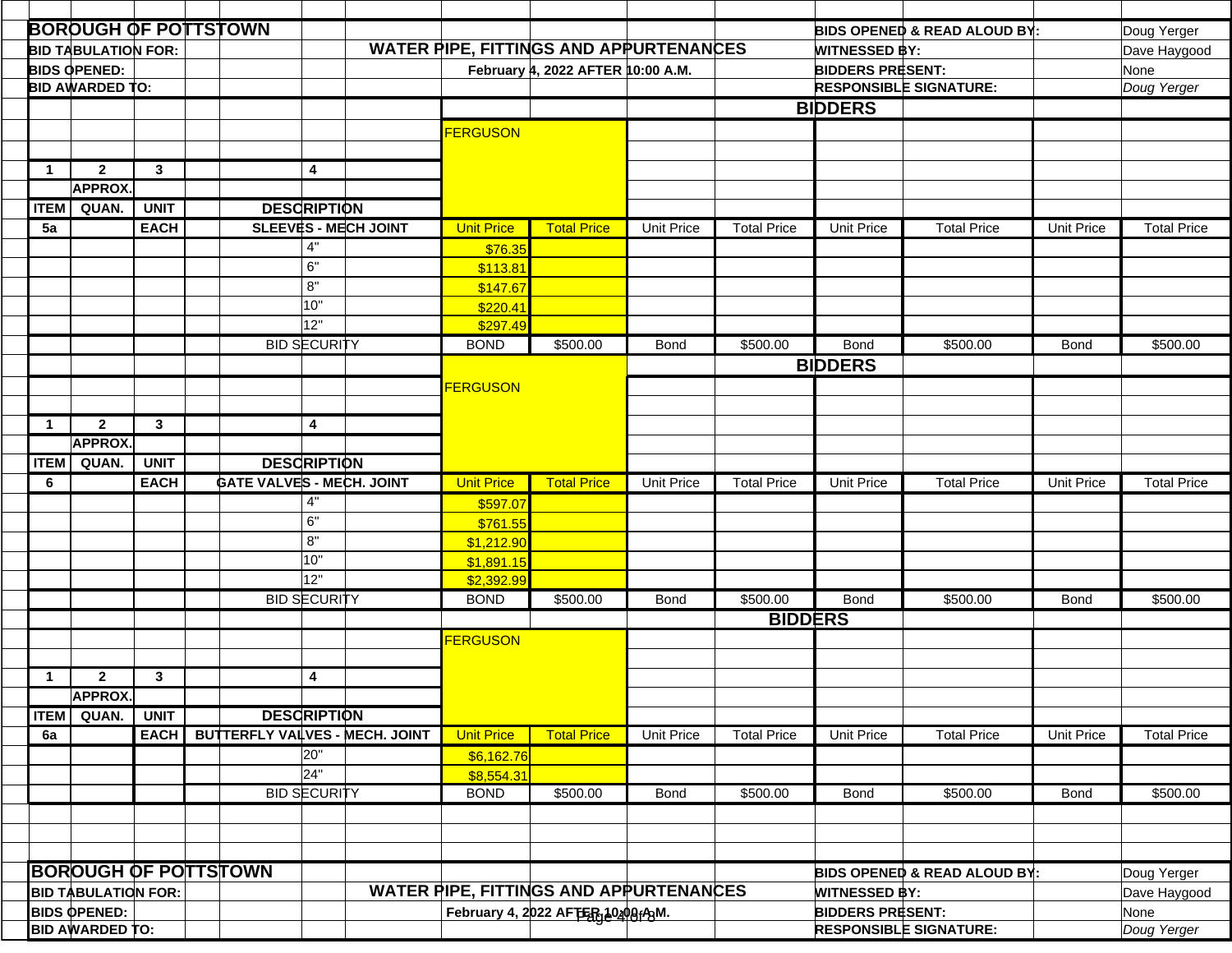| BOROUGH OF POTTSTOWN | | BIDS OPENED & READ ALOUD BY: | Doug Yerger |
|---|---|---|---|
| BID TABULATION FOR: | WATER PIPE, FITTINGS AND APPURTENANCES | WITNESSED BY: | Dave Haygood |
| BIDS OPENED: | February 4, 2022 AFTER 10:00 A.M. | BIDDERS PRESENT: | None |
| BID AWARDED TO: | | RESPONSIBLE SIGNATURE: | *Doug Yerger* |

**BIDDERS**

| 1 | 2 | 3 | 4 | FERGUSON | | | | | | | |
|---|---|---|---|---|---|---|---|---|---|---|---|
| | APPROX. | | | | | | | | | | |
| ITEM | QUAN. | UNIT | DESCRIPTION | | | | | | | | |
| 5a | | EACH | SLEEVES - MECH JOINT | Unit Price | Total Price | Unit Price | Total Price | Unit Price | Total Price | Unit Price | Total Price |
| | | | 4" | $76.35 | | | | | | | |
| | | | 6" | $113.81 | | | | | | | |
| | | | 8" | $147.67 | | | | | | | |
| | | | 10" | $220.41 | | | | | | | |
| | | | 12" | $297.49 | | | | | | | |
| | | | BID SECURITY | BOND | $500.00 | Bond | $500.00 | Bond | $500.00 | Bond | $500.00 |

**BIDDERS**

| 1 | 2 | 3 | 4 | FERGUSON | | | | | | | |
|---|---|---|---|---|---|---|---|---|---|---|---|
| | APPROX. | | | | | | | | | | |
| ITEM | QUAN. | UNIT | DESCRIPTION | | | | | | | | |
| 6 | | EACH | GATE VALVES - MECH. JOINT | Unit Price | Total Price | Unit Price | Total Price | Unit Price | Total Price | Unit Price | Total Price |
| | | | 4" | $597.07 | | | | | | | |
| | | | 6" | $761.55 | | | | | | | |
| | | | 8" | $1,212.90 | | | | | | | |
| | | | 10" | $1,891.15 | | | | | | | |
| | | | 12" | $2,392.99 | | | | | | | |
| | | | BID SECURITY | BOND | $500.00 | Bond | $500.00 | Bond | $500.00 | Bond | $500.00 |

**BIDDERS**

| 1 | 2 | 3 | 4 | FERGUSON | | | | | | | |
|---|---|---|---|---|---|---|---|---|---|---|---|
| | APPROX. | | | | | | | | | | |
| ITEM | QUAN. | UNIT | DESCRIPTION | | | | | | | | |
| 6a | | EACH | BUTTERFLY VALVES - MECH. JOINT | Unit Price | Total Price | Unit Price | Total Price | Unit Price | Total Price | Unit Price | Total Price |
| | | | 20" | $6,162.76 | | | | | | | |
| | | | 24" | $8,554.31 | | | | | | | |
| | | | BID SECURITY | BOND | $500.00 | Bond | $500.00 | Bond | $500.00 | Bond | $500.00 |

| BOROUGH OF POTTSTOWN | | BIDS OPENED & READ ALOUD BY: | Doug Yerger |
|---|---|---|---|
| BID TABULATION FOR: | WATER PIPE, FITTINGS AND APPURTENANCES | WITNESSED BY: | Dave Haygood |
| BIDS OPENED: | February 4, 2022 AFTER 10:00 A.M. | BIDDERS PRESENT: | None |
| BID AWARDED TO: | | RESPONSIBLE SIGNATURE: | *Doug Yerger* |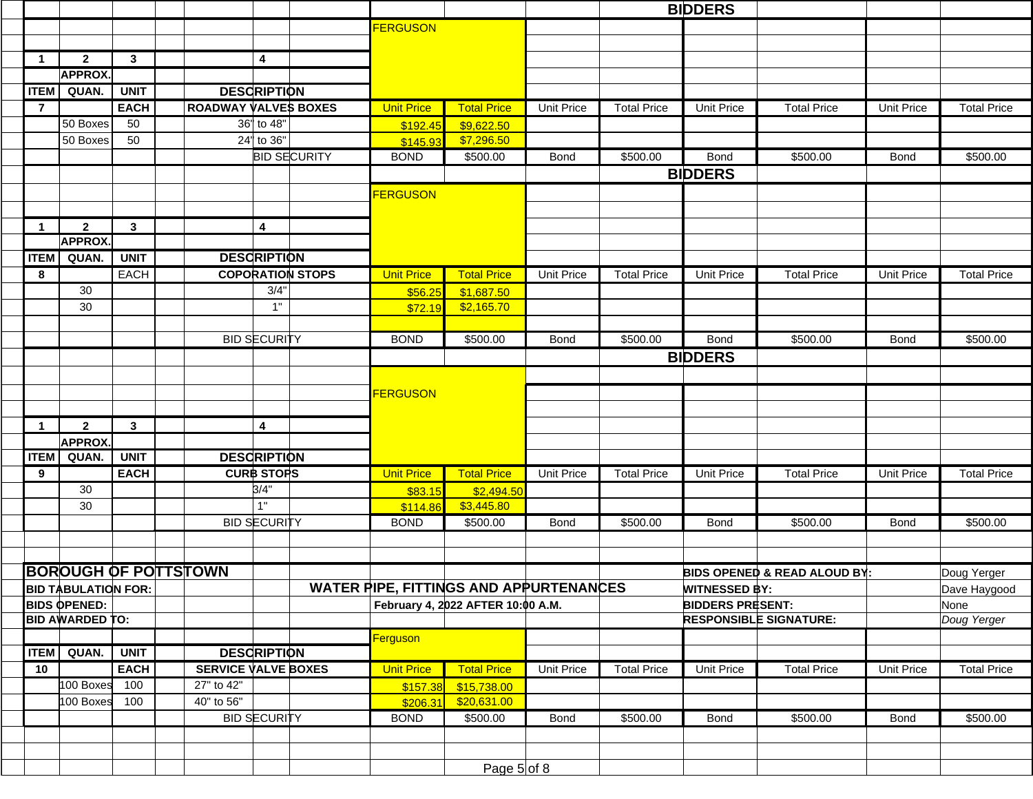## BIDDERS

| ITEM | APPROX. QUAN. | UNIT | DESCRIPTION | FERGUSON Unit Price | FERGUSON Total Price | Unit Price | Total Price | Unit Price | Total Price | Unit Price | Total Price |
|---|---|---|---|---|---|---|---|---|---|---|---|
| 1 | 2 | 3 | 4 | | | | | | | | |
| 7 | | EACH | ROADWAY VALVES BOXES | | | | | | | | |
| | 50 Boxes | 50 | 36" to 48" | $192.45 | $9,622.50 | | | | | | |
| | 50 Boxes | 50 | 24" to 36" | $145.93 | $7,296.50 | | | | | | |
| | | | BID SECURITY | BOND | $500.00 | Bond | $500.00 | Bond | $500.00 | Bond | $500.00 |

## BIDDERS

| ITEM | APPROX. QUAN. | UNIT | DESCRIPTION | FERGUSON Unit Price | FERGUSON Total Price | Unit Price | Total Price | Unit Price | Total Price | Unit Price | Total Price |
|---|---|---|---|---|---|---|---|---|---|---|---|
| 1 | 2 | 3 | 4 | | | | | | | | |
| 8 | | EACH | COPORATION STOPS | | | | | | | | |
| | 30 | | 3/4" | $56.25 | $1,687.50 | | | | | | |
| | 30 | | 1" | $72.19 | $2,165.70 | | | | | | |
| | | | BID SECURITY | BOND | $500.00 | Bond | $500.00 | Bond | $500.00 | Bond | $500.00 |

## BIDDERS

| ITEM | APPROX. QUAN. | UNIT | DESCRIPTION | FERGUSON Unit Price | FERGUSON Total Price | Unit Price | Total Price | Unit Price | Total Price | Unit Price | Total Price |
|---|---|---|---|---|---|---|---|---|---|---|---|
| 1 | 2 | 3 | 4 | | | | | | | | |
| 9 | | EACH | CURB STOPS | | | | | | | | |
| | 30 | | 3/4" | $83.15 | $2,494.50 | | | | | | |
| | 30 | | 1" | $114.86 | $3,445.80 | | | | | | |
| | | | BID SECURITY | BOND | $500.00 | Bond | $500.00 | Bond | $500.00 | Bond | $500.00 |

**BOROUGH OF POTTSTOWN**

**BID TABULATION FOR:** **WATER PIPE, FITTINGS AND APPURTENANCES**

**BIDS OPENED:** **February 4, 2022 AFTER 10:00 A.M.**

**BID AWARDED TO:**

**BIDS OPENED & READ ALOUD BY:** Doug Yerger

**WITNESSED BY:** Dave Haygood

**BIDDERS PRESENT:** None

**RESPONSIBLE SIGNATURE:** *Doug Yerger*

| ITEM | QUAN. | UNIT | DESCRIPTION | Ferguson Unit Price | Ferguson Total Price | Unit Price | Total Price | Unit Price | Total Price | Unit Price | Total Price |
|---|---|---|---|---|---|---|---|---|---|---|---|
| 10 | | EACH | SERVICE VALVE BOXES | | | | | | | | |
| | 100 Boxes | 100 | 27" to 42" | $157.38 | $15,738.00 | | | | | | |
| | 100 Boxes | 100 | 40" to 56" | $206.31 | $20,631.00 | | | | | | |
| | | | BID SECURITY | BOND | $500.00 | Bond | $500.00 | Bond | $500.00 | Bond | $500.00 |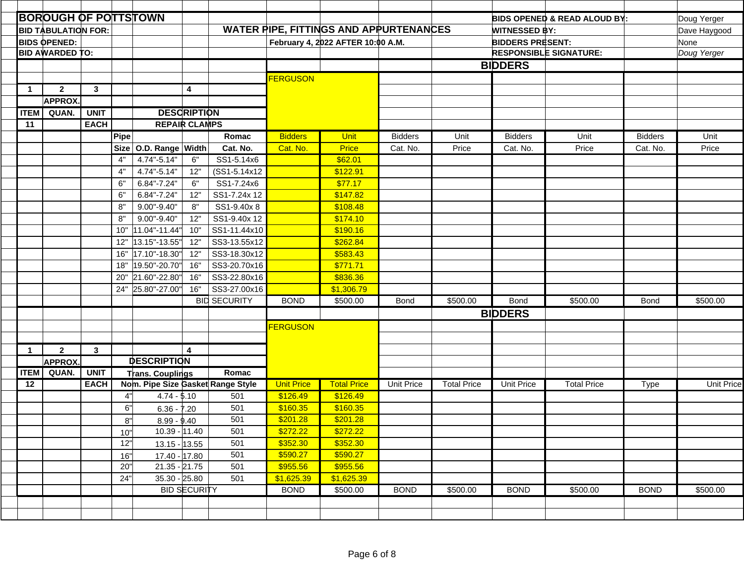| BOROUGH OF POTTSTOWN | | | | | BIDS OPENED & READ ALOUD BY: | Doug Yerger |
|---|---|---|---|---|---|---|
| BID TABULATION FOR: | | WATER PIPE, FITTINGS AND APPURTENANCES | | | WITNESSED BY: | Dave Haygood |
| BIDS OPENED: | | February 4, 2022 AFTER 10:00 A.M. | | | BIDDERS PRESENT: | None |
| BID AWARDED TO: | | | | | RESPONSIBLE SIGNATURE: | *Doug Yerger* |

**BIDDERS**

| 1 | 2 | 3 | | | 4 | | FERGUSON | | | | | | | |
|---|---|---|---|---|---|---|---|---|---|---|---|---|---|---|
| | APPROX. | | | | | | | | | | | | | |
| ITEM | QUAN. | UNIT | DESCRIPTION | | | | | | | | | | | |
| 11 | | EACH | REPAIR CLAMPS | | | | | | | | | | | |
| | | | Pipe | | | Romac | Bidders | Unit | Bidders | Unit | Bidders | Unit | Bidders | Unit |
| | | | Size | O.D. Range | Width | Cat. No. | Cat. No. | Price | Cat. No. | Price | Cat. No. | Price | Cat. No. | Price |
| | | | 4" | 4.74"-5.14" | 6" | SS1-5.14x6 | | $62.01 | | | | | | |
| | | | 4" | 4.74"-5.14" | 12" | (SS1-5.14x12 | | $122.91 | | | | | | |
| | | | 6" | 6.84"-7.24" | 6" | SS1-7.24x6 | | $77.17 | | | | | | |
| | | | 6" | 6.84"-7.24" | 12" | SS1-7.24x 12 | | $147.82 | | | | | | |
| | | | 8" | 9.00"-9.40" | 8" | SS1-9.40x 8 | | $108.48 | | | | | | |
| | | | 8" | 9.00"-9.40" | 12" | SS1-9.40x 12 | | $174.10 | | | | | | |
| | | | 10" | 11.04"-11.44" | 10" | SS1-11.44x10 | | $190.16 | | | | | | |
| | | | 12" | 13.15"-13.55" | 12" | SS3-13.55x12 | | $262.84 | | | | | | |
| | | | 16" | 17.10"-18.30" | 12" | SS3-18.30x12 | | $583.43 | | | | | | |
| | | | 18" | 19.50"-20.70" | 16" | SS3-20.70x16 | | $771.71 | | | | | | |
| | | | 20" | 21.60"-22.80" | 16" | SS3-22.80x16 | | $836.36 | | | | | | |
| | | | 24" | 25.80"-27.00" | 16" | SS3-27.00x16 | | $1,306.79 | | | | | | |
| | | | | | BID SECURITY | | BOND | $500.00 | Bond | $500.00 | Bond | $500.00 | Bond | $500.00 |

**BIDDERS**

| 1 | 2 | 3 | | 4 | | FERGUSON | | | | | | | |
|---|---|---|---|---|---|---|---|---|---|---|---|---|---|
| | APPROX. | | DESCRIPTION | | | | | | | | | | |
| ITEM | QUAN. | UNIT | Trans. Couplings | | Romac | | | | | | | | |
| 12 | | EACH | Nom. Pipe Size | Gasket Range | Style | Unit Price | Total Price | Unit Price | Total Price | Unit Price | Total Price | Type | Unit Price |
| | | | 4" | 4.74 - 5.10 | 501 | $126.49 | $126.49 | | | | | | |
| | | | 6" | 6.36 - 7.20 | 501 | $160.35 | $160.35 | | | | | | |
| | | | 8" | 8.99 - 9.40 | 501 | $201.28 | $201.28 | | | | | | |
| | | | 10" | 10.39 - 11.40 | 501 | $272.22 | $272.22 | | | | | | |
| | | | 12" | 13.15 - 13.55 | 501 | $352.30 | $352.30 | | | | | | |
| | | | 16" | 17.40 - 17.80 | 501 | $590.27 | $590.27 | | | | | | |
| | | | 20" | 21.35 - 21.75 | 501 | $955.56 | $955.56 | | | | | | |
| | | | 24" | 35.30 - 25.80 | 501 | $1,625.39 | $1,625.39 | | | | | | |
| | | | | BID SECURITY | | BOND | $500.00 | BOND | $500.00 | BOND | $500.00 | BOND | $500.00 |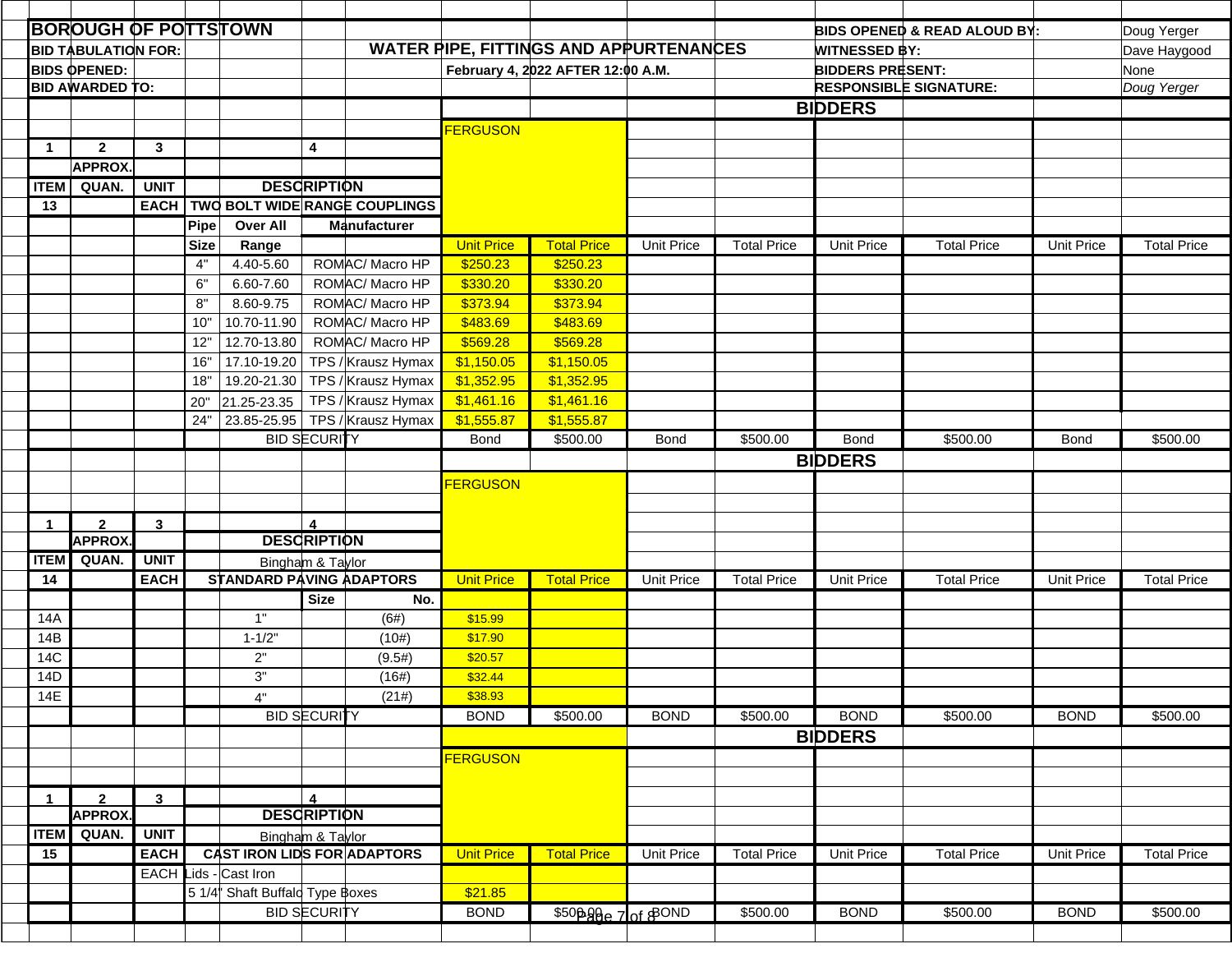**BOROUGH OF POTTSTOWN**

| | |
|---|---|
| **BID TABULATION FOR:** | **WATER PIPE, FITTINGS AND APPURTENANCES** |
| **BIDS OPENED:** | **February 4, 2022 AFTER 12:00 A.M.** |
| **BID AWARDED TO:** | |

| | |
|---|---|
| **BIDS OPENED & READ ALOUD BY:** | Doug Yerger |
| **WITNESSED BY:** | Dave Haygood |
| **BIDDERS PRESENT:** | None |
| **RESPONSIBLE SIGNATURE:** | *Doug Yerger* |

## BIDDERS

| 1 | 2 | 3 | 4 | | | FERGUSON | | | | | | | |
|---|---|---|---|---|---|---|---|---|---|---|---|---|---|
| | **APPROX.** | | | | | | | | | | | | |
| **ITEM** | **QUAN.** | **UNIT** | **DESCRIPTION** | | | | | | | | | | |
| **13** | | **EACH** | **TWO BOLT WIDE RANGE COUPLINGS** | | | | | | | | | | |
| | | | **Pipe Size** | **Over All Range** | **Manufacturer** | Unit Price | Total Price | Unit Price | Total Price | Unit Price | Total Price | Unit Price | Total Price |
| | | | 4" | 4.40-5.60 | ROMAC/ Macro HP | $250.23 | $250.23 | | | | | | |
| | | | 6" | 6.60-7.60 | ROMAC/ Macro HP | $330.20 | $330.20 | | | | | | |
| | | | 8" | 8.60-9.75 | ROMAC/ Macro HP | $373.94 | $373.94 | | | | | | |
| | | | 10" | 10.70-11.90 | ROMAC/ Macro HP | $483.69 | $483.69 | | | | | | |
| | | | 12" | 12.70-13.80 | ROMAC/ Macro HP | $569.28 | $569.28 | | | | | | |
| | | | 16" | 17.10-19.20 | TPS / Krausz Hymax | $1,150.05 | $1,150.05 | | | | | | |
| | | | 18" | 19.20-21.30 | TPS / Krausz Hymax | $1,352.95 | $1,352.95 | | | | | | |
| | | | 20" | 21.25-23.35 | TPS / Krausz Hymax | $1,461.16 | $1,461.16 | | | | | | |
| | | | 24" | 23.85-25.95 | TPS / Krausz Hymax | $1,555.87 | $1,555.87 | | | | | | |
| | | | BID SECURITY | | | Bond | $500.00 | Bond | $500.00 | Bond | $500.00 | Bond | $500.00 |

## BIDDERS

| 1 | 2 | 3 | 4 | | FERGUSON | | | | | | | |
|---|---|---|---|---|---|---|---|---|---|---|---|---|
| | **APPROX.** | | **DESCRIPTION** | | | | | | | | | |
| **ITEM** | **QUAN.** | **UNIT** | Bingham & Taylor | | | | | | | | | |
| **14** | | **EACH** | **STANDARD PAVING ADAPTORS** | | Unit Price | Total Price | Unit Price | Total Price | Unit Price | Total Price | Unit Price | Total Price |
| | | | **Size** | **No.** | | | | | | | | |
| 14A | | | 1" | (6#) | $15.99 | | | | | | | |
| 14B | | | 1-1/2" | (10#) | $17.90 | | | | | | | |
| 14C | | | 2" | (9.5#) | $20.57 | | | | | | | |
| 14D | | | 3" | (16#) | $32.44 | | | | | | | |
| 14E | | | 4" | (21#) | $38.93 | | | | | | | |
| | | | BID SECURITY | | BOND | $500.00 | BOND | $500.00 | BOND | $500.00 | BOND | $500.00 |

## BIDDERS

| 1 | 2 | 3 | 4 | FERGUSON | | | | | | | |
|---|---|---|---|---|---|---|---|---|---|---|---|
| | **APPROX.** | | **DESCRIPTION** | | | | | | | | |
| **ITEM** | **QUAN.** | **UNIT** | Bingham & Taylor | | | | | | | | |
| **15** | | **EACH** | **CAST IRON LIDS FOR ADAPTORS** | Unit Price | Total Price | Unit Price | Total Price | Unit Price | Total Price | Unit Price | Total Price |
| | | EACH | Lids - Cast Iron | | | | | | | | |
| | | | 5 1/4" Shaft Buffalo Type Boxes | $21.85 | | | | | | | |
| | | | BID SECURITY | BOND | $500.00 | BOND | $500.00 | BOND | $500.00 | BOND | $500.00 |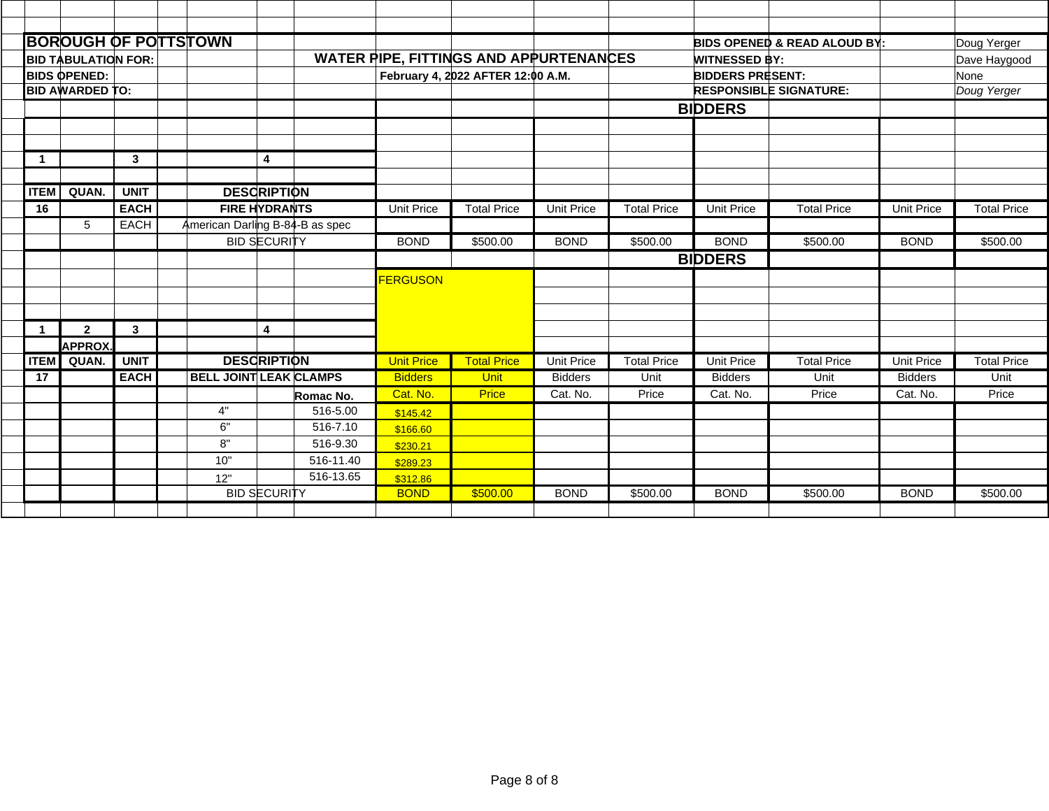| | | | | | | | | | | | | | | | |
|---|---|---|---|---|---|---|---|---|---|---|---|---|---|---|---|
| **BOROUGH OF POTTSTOWN** | | | | | | | | | | **BIDS OPENED & READ ALOUD BY:** | | | Doug Yerger | | |
| **BID TABULATION FOR:** | | | **WATER PIPE, FITTINGS AND APPURTENANCES** | | | | | | | **WITNESSED BY:** | | | Dave Haygood | | |
| **BIDS OPENED:** | | | **February 4, 2022 AFTER 12:00 A.M.** | | | | | | | **BIDDERS PRESENT:** | | | None | | |
| **BID AWARDED TO:** | | | | | | | | | | **RESPONSIBLE SIGNATURE:** | | | *Doug Yerger* | | |
| | | | | | | | **BIDDERS** | | | | | | | | |
| **1** | | **3** | | **4** | | | | | | | | | | | |
| **ITEM** | **QUAN.** | **UNIT** | **DESCRIPTION** | | | | | | | | | | | | |
| **16** | | **EACH** | **FIRE HYDRANTS** | | | | Unit Price | Total Price | Unit Price | Total Price | Unit Price | Total Price | Unit Price | Total Price | |
| | 5 | EACH | American Darling B-84-B as spec | | | | | | | | | | | | |
| | | | BID SECURITY | | | | BOND | $500.00 | BOND | $500.00 | BOND | $500.00 | BOND | $500.00 | |
| | | | | | | | **BIDDERS** | | | | | | | | |
| | | | | | | | FERGUSON | | | | | | | | |
| **1** | **2** | **3** | | **4** | | | | | | | | | | | |
| | **APPROX.** | | | | | | | | | | | | | | |
| **ITEM** | **QUAN.** | **UNIT** | **DESCRIPTION** | | | | Unit Price | Total Price | Unit Price | Total Price | Unit Price | Total Price | Unit Price | Total Price | |
| **17** | | **EACH** | **BELL JOINT LEAK CLAMPS** | | | | Bidders | Unit | Bidders | Unit | Bidders | Unit | Bidders | Unit | |
| | | | | | **Romac No.** | | Cat. No. | Price | Cat. No. | Price | Cat. No. | Price | Cat. No. | Price | |
| | | | 4" | | 516-5.00 | | $145.42 | | | | | | | | |
| | | | 6" | | 516-7.10 | | $166.60 | | | | | | | | |
| | | | 8" | | 516-9.30 | | $230.21 | | | | | | | | |
| | | | 10" | | 516-11.40 | | $289.23 | | | | | | | | |
| | | | 12" | | 516-13.65 | | $312.86 | | | | | | | | |
| | | | BID SECURITY | | | | BOND | $500.00 | BOND | $500.00 | BOND | $500.00 | BOND | $500.00 | |